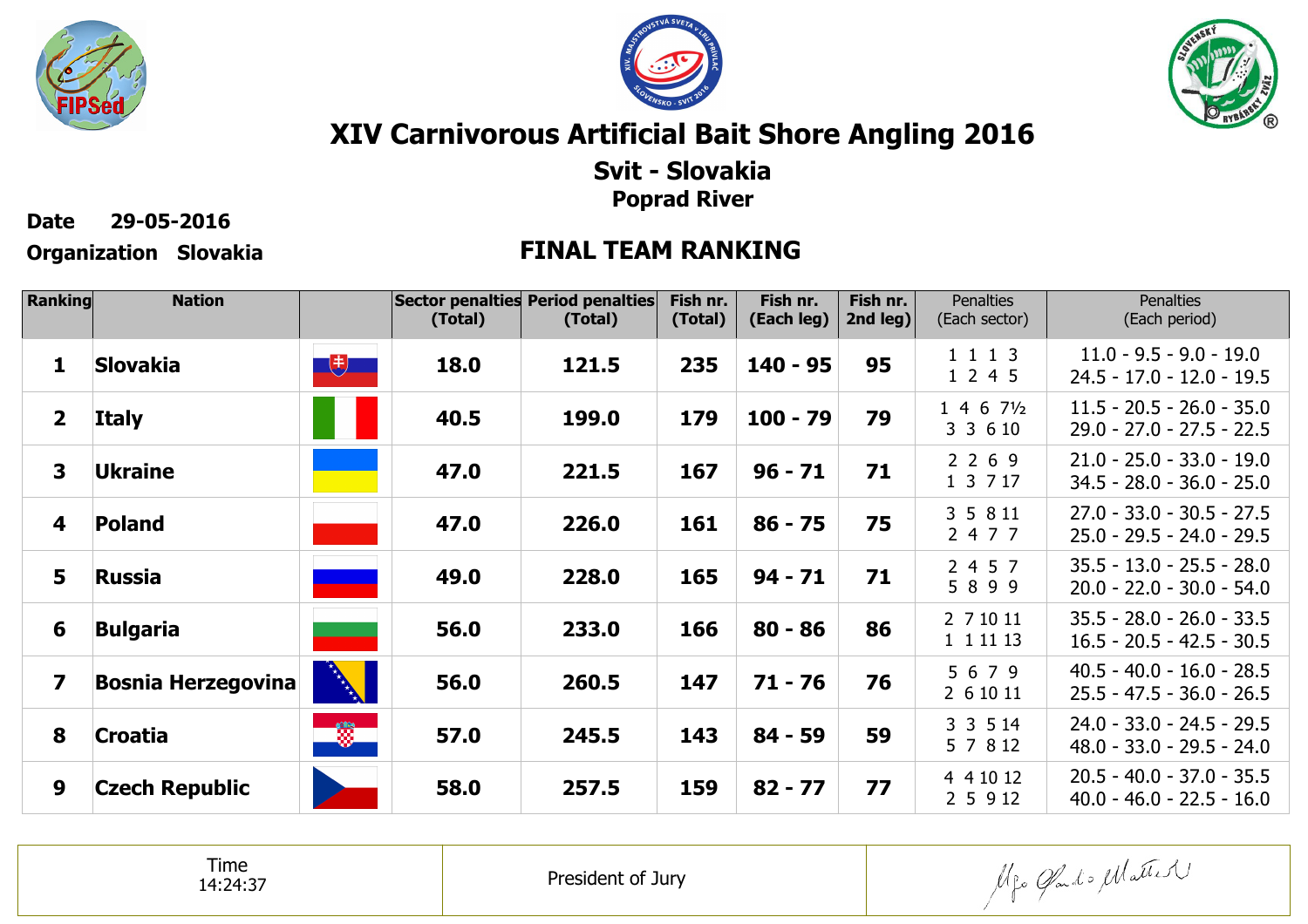# XIV Carnivorous Artificial Bait Shore Angling 2016

## Svit - Slovakia

### Poprad River

**Date** 29-05-2016

**Organization** Slovakia

## FINAL TEAM RANKING

| Ranking | Nation | | Sector penalties (Total) | Period penalties (Total) | Fish nr. (Total) | Fish nr. (Each leg) | Fish nr. 2nd leg) | Penalties (Each sector) | Penalties (Each period) |
|---|---|---|---|---|---|---|---|---|---|
| 1 | Slovakia | | 18.0 | 121.5 | 235 | 140 - 95 | 95 | 1 1 1 3<br>1 2 4 5 | 11.0 - 9.5 - 9.0 - 19.0<br>24.5 - 17.0 - 12.0 - 19.5 |
| 2 | Italy | | 40.5 | 199.0 | 179 | 100 - 79 | 79 | 1 4 6 7½<br>3 3 6 10 | 11.5 - 20.5 - 26.0 - 35.0<br>29.0 - 27.0 - 27.5 - 22.5 |
| 3 | Ukraine | | 47.0 | 221.5 | 167 | 96 - 71 | 71 | 2 2 6 9<br>1 3 7 17 | 21.0 - 25.0 - 33.0 - 19.0<br>34.5 - 28.0 - 36.0 - 25.0 |
| 4 | Poland | | 47.0 | 226.0 | 161 | 86 - 75 | 75 | 3 5 8 11<br>2 4 7 7 | 27.0 - 33.0 - 30.5 - 27.5<br>25.0 - 29.5 - 24.0 - 29.5 |
| 5 | Russia | | 49.0 | 228.0 | 165 | 94 - 71 | 71 | 2 4 5 7<br>5 8 9 9 | 35.5 - 13.0 - 25.5 - 28.0<br>20.0 - 22.0 - 30.0 - 54.0 |
| 6 | Bulgaria | | 56.0 | 233.0 | 166 | 80 - 86 | 86 | 2 7 10 11<br>1 1 11 13 | 35.5 - 28.0 - 26.0 - 33.5<br>16.5 - 20.5 - 42.5 - 30.5 |
| 7 | Bosnia Herzegovina | | 56.0 | 260.5 | 147 | 71 - 76 | 76 | 5 6 7 9<br>2 6 10 11 | 40.5 - 40.0 - 16.0 - 28.5<br>25.5 - 47.5 - 36.0 - 26.5 |
| 8 | Croatia | | 57.0 | 245.5 | 143 | 84 - 59 | 59 | 3 3 5 14<br>5 7 8 12 | 24.0 - 33.0 - 24.5 - 29.5<br>48.0 - 33.0 - 29.5 - 24.0 |
| 9 | Czech Republic | | 58.0 | 257.5 | 159 | 82 - 77 | 77 | 4 4 10 12<br>2 5 9 12 | 20.5 - 40.0 - 37.0 - 35.5<br>40.0 - 46.0 - 22.5 - 16.0 |

| Time 14:24:37 | President of Jury | |
|---|---|---|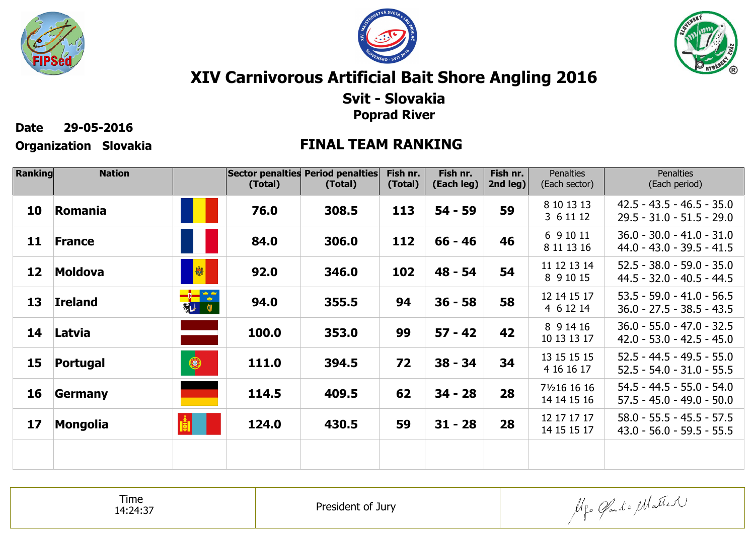# XIV Carnivorous Artificial Bait Shore Angling 2016

## Svit - Slovakia

### Poprad River

**Date** 29-05-2016

**Organization** Slovakia

## FINAL TEAM RANKING

| Ranking | Nation | | Sector penalties (Total) | Period penalties (Total) | Fish nr. (Total) | Fish nr. (Each leg) | Fish nr. 2nd leg) | Penalties (Each sector) | Penalties (Each period) |
|---|---|---|---|---|---|---|---|---|---|
| 10 | Romania | | 76.0 | 308.5 | 113 | 54 - 59 | 59 | 8 10 13 13 3 6 11 12 | 42.5 - 43.5 - 46.5 - 35.0 29.5 - 31.0 - 51.5 - 29.0 |
| 11 | France | | 84.0 | 306.0 | 112 | 66 - 46 | 46 | 6 9 10 11 8 11 13 16 | 36.0 - 30.0 - 41.0 - 31.0 44.0 - 43.0 - 39.5 - 41.5 |
| 12 | Moldova | | 92.0 | 346.0 | 102 | 48 - 54 | 54 | 11 12 13 14 8 9 10 15 | 52.5 - 38.0 - 59.0 - 35.0 44.5 - 32.0 - 40.5 - 44.5 |
| 13 | Ireland | | 94.0 | 355.5 | 94 | 36 - 58 | 58 | 12 14 15 17 4 6 12 14 | 53.5 - 59.0 - 41.0 - 56.5 36.0 - 27.5 - 38.5 - 43.5 |
| 14 | Latvia | | 100.0 | 353.0 | 99 | 57 - 42 | 42 | 8 9 14 16 10 13 13 17 | 36.0 - 55.0 - 47.0 - 32.5 42.0 - 53.0 - 42.5 - 45.0 |
| 15 | Portugal | | 111.0 | 394.5 | 72 | 38 - 34 | 34 | 13 15 15 15 4 16 16 17 | 52.5 - 44.5 - 49.5 - 55.0 52.5 - 54.0 - 31.0 - 55.5 |
| 16 | Germany | | 114.5 | 409.5 | 62 | 34 - 28 | 28 | 7½16 16 16 14 14 15 16 | 54.5 - 44.5 - 55.0 - 54.0 57.5 - 45.0 - 49.0 - 50.0 |
| 17 | Mongolia | | 124.0 | 430.5 | 59 | 31 - 28 | 28 | 12 17 17 17 14 15 15 17 | 58.0 - 55.5 - 45.5 - 57.5 43.0 - 56.0 - 59.5 - 55.5 |
| | | | | | | | | | |

| Time 14:24:37 | President of Jury | |
|---|---|---|